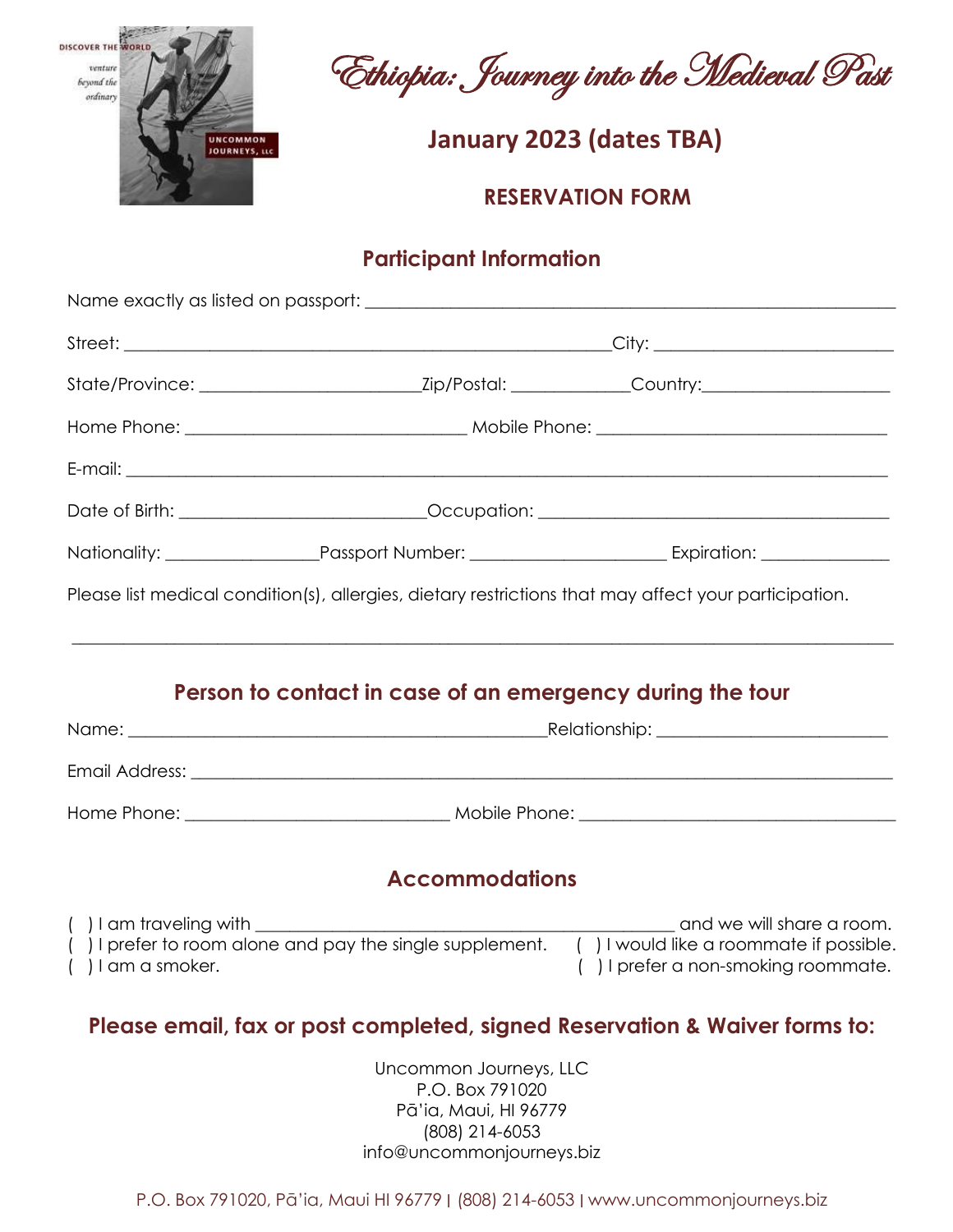# Ethiopia: Journey into the Medieval Past

## January 2023 (dates TBA)

## RESERVATION FORM

### Participant Information

Name exactly as listed on passport: ____________________________________________

Street: ____________________________________________ City: ____________________________

State/Province: ______________________ Zip/Postal: ____________ Country: ____________________

Home Phone: ____________________________ Mobile Phone: ____________________________

E-mail: ________________________________________________________________________

Date of Birth: ________________________ Occupation: ____________________________________

Nationality: ________________ Passport Number: ____________________ Expiration: ______________

Please list medical condition(s), allergies, dietary restrictions that may affect your participation.

________________________________________________________________________________

### Person to contact in case of an emergency during the tour

Name: ____________________________________________ Relationship: ________________________

Email Address: ___________________________________________________________________

Home Phone: ____________________________ Mobile Phone: ________________________________

### Accommodations

( ) I am traveling with ____________________________________________ and we will share a room.

( ) I prefer to room alone and pay the single supplement.

( ) I would like a roommate if possible.

( ) I am a smoker.

( ) I prefer a non-smoking roommate.

### Please email, fax or post completed, signed Reservation & Waiver forms to:

Uncommon Journeys, LLC
P.O. Box 791020
Pā'ia, Maui, HI 96779
(808) 214-6053
info@uncommonjourneys.biz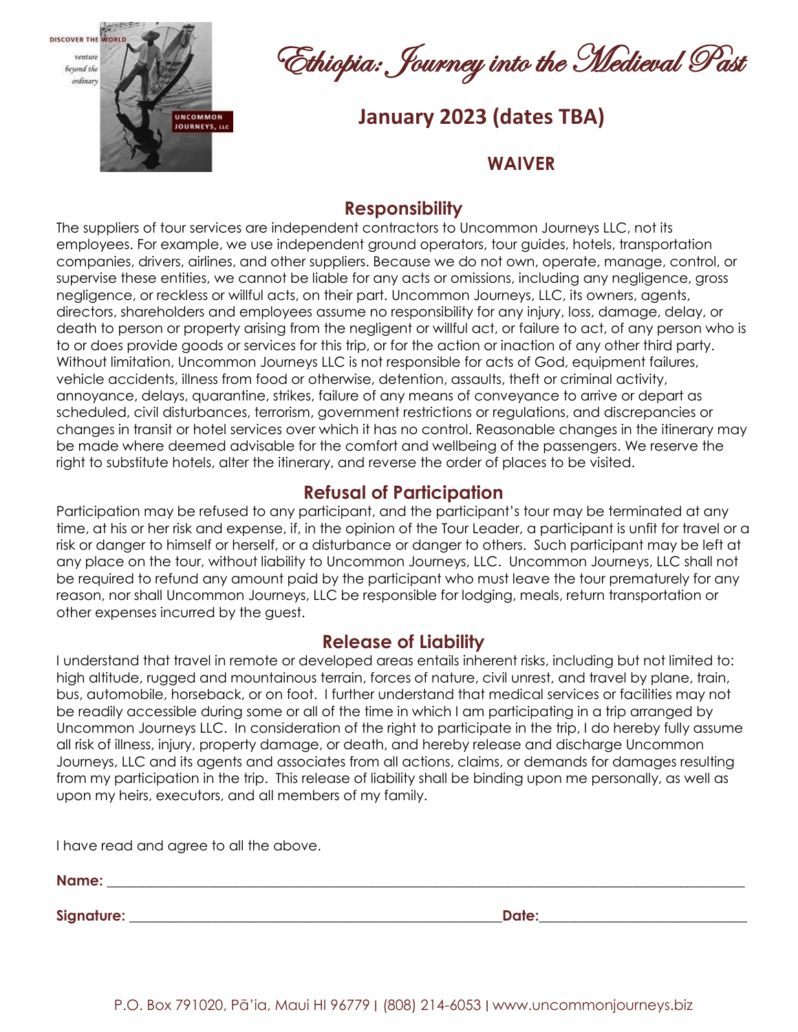# Ethiopia: Journey into the Medieval Past

## January 2023 (dates TBA)

### WAIVER

### Responsibility

The suppliers of tour services are independent contractors to Uncommon Journeys LLC, not its employees. For example, we use independent ground operators, tour guides, hotels, transportation companies, drivers, airlines, and other suppliers. Because we do not own, operate, manage, control, or supervise these entities, we cannot be liable for any acts or omissions, including any negligence, gross negligence, or reckless or willful acts, on their part. Uncommon Journeys, LLC, its owners, agents, directors, shareholders and employees assume no responsibility for any injury, loss, damage, delay, or death to person or property arising from the negligent or willful act, or failure to act, of any person who is to or does provide goods or services for this trip, or for the action or inaction of any other third party. Without limitation, Uncommon Journeys LLC is not responsible for acts of God, equipment failures, vehicle accidents, illness from food or otherwise, detention, assaults, theft or criminal activity, annoyance, delays, quarantine, strikes, failure of any means of conveyance to arrive or depart as scheduled, civil disturbances, terrorism, government restrictions or regulations, and discrepancies or changes in transit or hotel services over which it has no control. Reasonable changes in the itinerary may be made where deemed advisable for the comfort and wellbeing of the passengers. We reserve the right to substitute hotels, alter the itinerary, and reverse the order of places to be visited.

### Refusal of Participation

Participation may be refused to any participant, and the participant's tour may be terminated at any time, at his or her risk and expense, if, in the opinion of the Tour Leader, a participant is unfit for travel or a risk or danger to himself or herself, or a disturbance or danger to others. Such participant may be left at any place on the tour, without liability to Uncommon Journeys, LLC. Uncommon Journeys, LLC shall not be required to refund any amount paid by the participant who must leave the tour prematurely for any reason, nor shall Uncommon Journeys, LLC be responsible for lodging, meals, return transportation or other expenses incurred by the guest.

### Release of Liability

I understand that travel in remote or developed areas entails inherent risks, including but not limited to: high altitude, rugged and mountainous terrain, forces of nature, civil unrest, and travel by plane, train, bus, automobile, horseback, or on foot. I further understand that medical services or facilities may not be readily accessible during some or all of the time in which I am participating in a trip arranged by Uncommon Journeys LLC. In consideration of the right to participate in the trip, I do hereby fully assume all risk of illness, injury, property damage, or death, and hereby release and discharge Uncommon Journeys, LLC and its agents and associates from all actions, claims, or demands for damages resulting from my participation in the trip. This release of liability shall be binding upon me personally, as well as upon my heirs, executors, and all members of my family.

I have read and agree to all the above.

**Name:** ______________________________________________

**Signature:** ______________________________ **Date:** ____________________

P.O. Box 791020, Pā'ia, Maui HI 96779 | (808) 214-6053 | www.uncommonjourneys.biz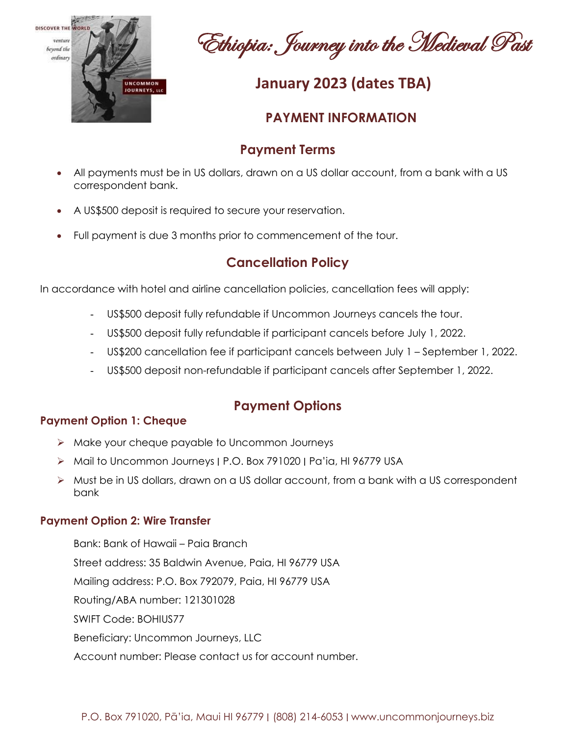# Ethiopia: Journey into the Medieval Past

## January 2023 (dates TBA)

## PAYMENT INFORMATION

### Payment Terms

- All payments must be in US dollars, drawn on a US dollar account, from a bank with a US correspondent bank.
- A US$500 deposit is required to secure your reservation.
- Full payment is due 3 months prior to commencement of the tour.

### Cancellation Policy

In accordance with hotel and airline cancellation policies, cancellation fees will apply:

- US$500 deposit fully refundable if Uncommon Journeys cancels the tour.
- US$500 deposit fully refundable if participant cancels before July 1, 2022.
- US$200 cancellation fee if participant cancels between July 1 – September 1, 2022.
- US$500 deposit non-refundable if participant cancels after September 1, 2022.

### Payment Options

#### Payment Option 1: Cheque

- Make your cheque payable to Uncommon Journeys
- Mail to Uncommon Journeys | P.O. Box 791020 | Pa'ia, HI 96779 USA
- Must be in US dollars, drawn on a US dollar account, from a bank with a US correspondent bank

#### Payment Option 2: Wire Transfer

Bank: Bank of Hawaii – Paia Branch

Street address: 35 Baldwin Avenue, Paia, HI 96779 USA

Mailing address: P.O. Box 792079, Paia, HI 96779 USA

Routing/ABA number: 121301028

SWIFT Code: BOHIUS77

Beneficiary: Uncommon Journeys, LLC

Account number: Please contact us for account number.